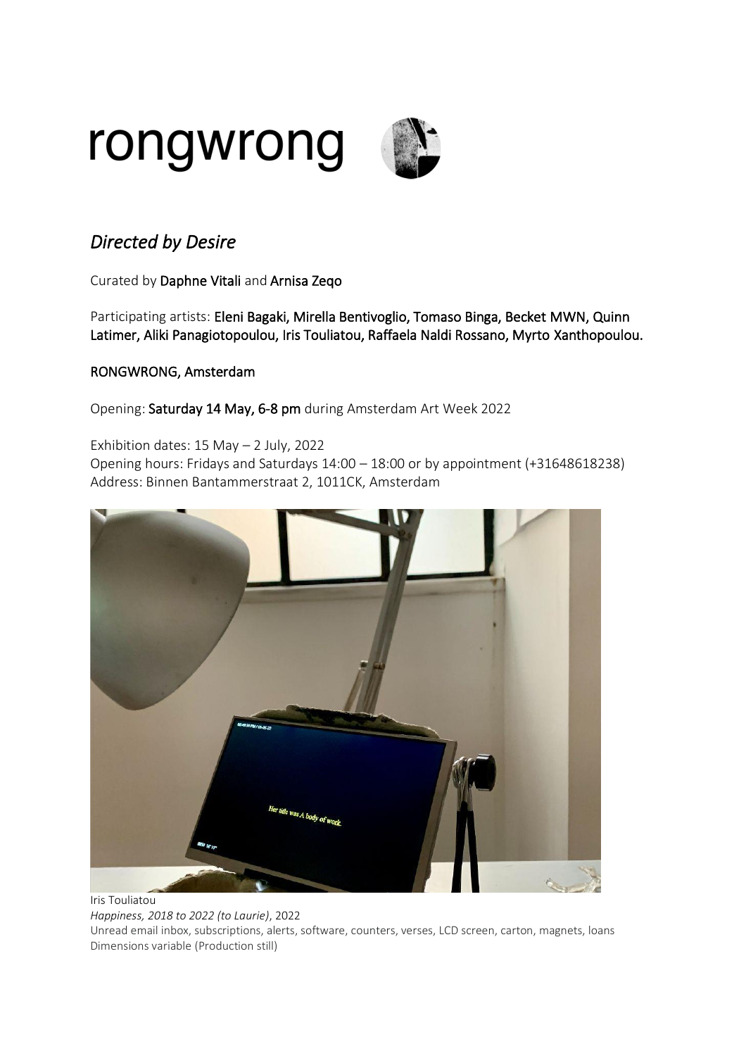# rongwrong

## *Directed by Desire*

Curated by **Daphne Vitali** and **Arnisa Zeqo**

Participating artists: **Eleni Bagaki, Mirella Bentivoglio, Tomaso Binga, Becket MWN, Quinn Latimer, Aliki Panagiotopoulou, Iris Touliatou, Raffaela Naldi Rossano, Myrto Xanthopoulou.**

**RONGWRONG, Amsterdam**

Opening: **Saturday 14 May, 6-8 pm** during Amsterdam Art Week 2022

Exhibition dates: 15 May – 2 July, 2022
Opening hours: Fridays and Saturdays 14:00 – 18:00 or by appointment (+31648618238)
Address: Binnen Bantammerstraat 2, 1011CK, Amsterdam

Iris Touliatou
*Happiness, 2018 to 2022 (to Laurie)*, 2022
Unread email inbox, subscriptions, alerts, software, counters, verses, LCD screen, carton, magnets, loans
Dimensions variable (Production still)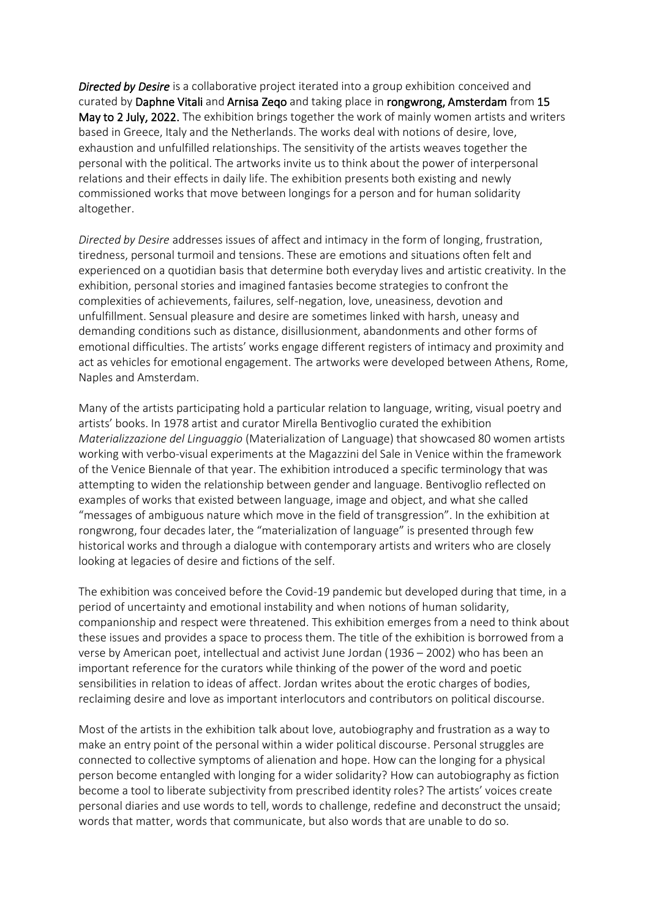***Directed by Desire*** is a collaborative project iterated into a group exhibition conceived and curated by **Daphne Vitali** and **Arnisa Zeqo** and taking place in **rongwrong, Amsterdam** from **15 May to 2 July, 2022.** The exhibition brings together the work of mainly women artists and writers based in Greece, Italy and the Netherlands. The works deal with notions of desire, love, exhaustion and unfulfilled relationships. The sensitivity of the artists weaves together the personal with the political. The artworks invite us to think about the power of interpersonal relations and their effects in daily life. The exhibition presents both existing and newly commissioned works that move between longings for a person and for human solidarity altogether.

*Directed by Desire* addresses issues of affect and intimacy in the form of longing, frustration, tiredness, personal turmoil and tensions. These are emotions and situations often felt and experienced on a quotidian basis that determine both everyday lives and artistic creativity. In the exhibition, personal stories and imagined fantasies become strategies to confront the complexities of achievements, failures, self-negation, love, uneasiness, devotion and unfulfillment. Sensual pleasure and desire are sometimes linked with harsh, uneasy and demanding conditions such as distance, disillusionment, abandonments and other forms of emotional difficulties. The artists' works engage different registers of intimacy and proximity and act as vehicles for emotional engagement. The artworks were developed between Athens, Rome, Naples and Amsterdam.

Many of the artists participating hold a particular relation to language, writing, visual poetry and artists' books. In 1978 artist and curator Mirella Bentivoglio curated the exhibition *Materializzazione del Linguaggio* (Materialization of Language) that showcased 80 women artists working with verbo-visual experiments at the Magazzini del Sale in Venice within the framework of the Venice Biennale of that year. The exhibition introduced a specific terminology that was attempting to widen the relationship between gender and language. Bentivoglio reflected on examples of works that existed between language, image and object, and what she called "messages of ambiguous nature which move in the field of transgression". In the exhibition at rongwrong, four decades later, the "materialization of language" is presented through few historical works and through a dialogue with contemporary artists and writers who are closely looking at legacies of desire and fictions of the self.

The exhibition was conceived before the Covid-19 pandemic but developed during that time, in a period of uncertainty and emotional instability and when notions of human solidarity, companionship and respect were threatened. This exhibition emerges from a need to think about these issues and provides a space to process them. The title of the exhibition is borrowed from a verse by American poet, intellectual and activist June Jordan (1936 – 2002) who has been an important reference for the curators while thinking of the power of the word and poetic sensibilities in relation to ideas of affect. Jordan writes about the erotic charges of bodies, reclaiming desire and love as important interlocutors and contributors on political discourse.

Most of the artists in the exhibition talk about love, autobiography and frustration as a way to make an entry point of the personal within a wider political discourse. Personal struggles are connected to collective symptoms of alienation and hope. How can the longing for a physical person become entangled with longing for a wider solidarity? How can autobiography as fiction become a tool to liberate subjectivity from prescribed identity roles? The artists' voices create personal diaries and use words to tell, words to challenge, redefine and deconstruct the unsaid; words that matter, words that communicate, but also words that are unable to do so.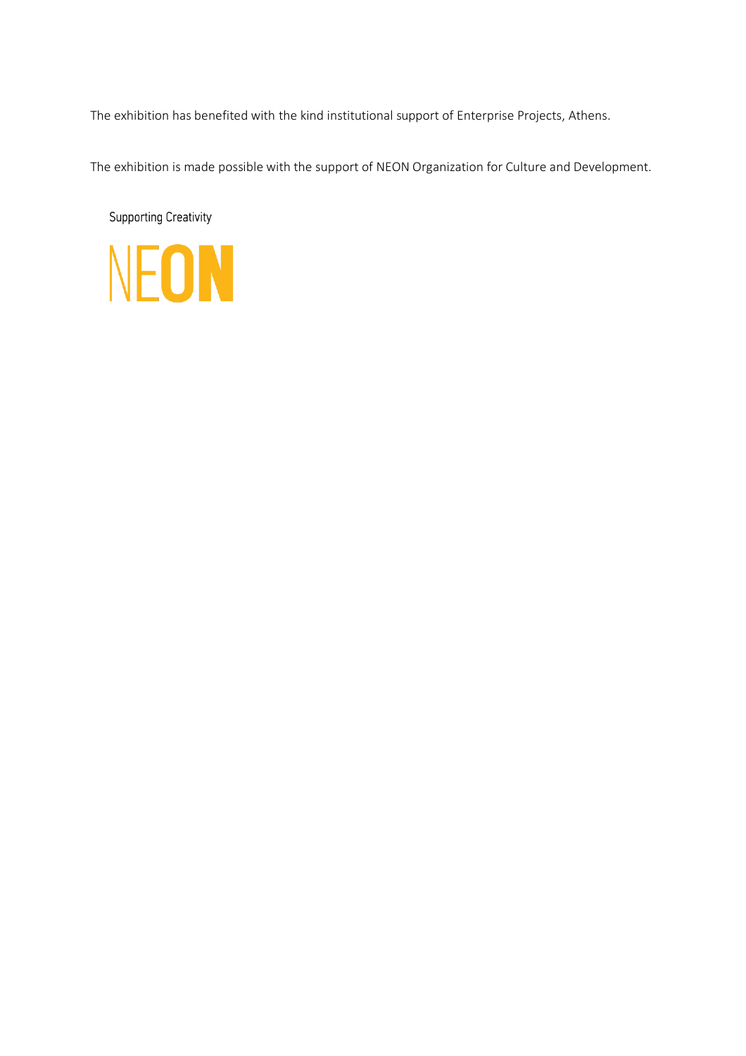The exhibition has benefited with the kind institutional support of Enterprise Projects, Athens.

The exhibition is made possible with the support of NEON Organization for Culture and Development.

Supporting Creativity

NEON